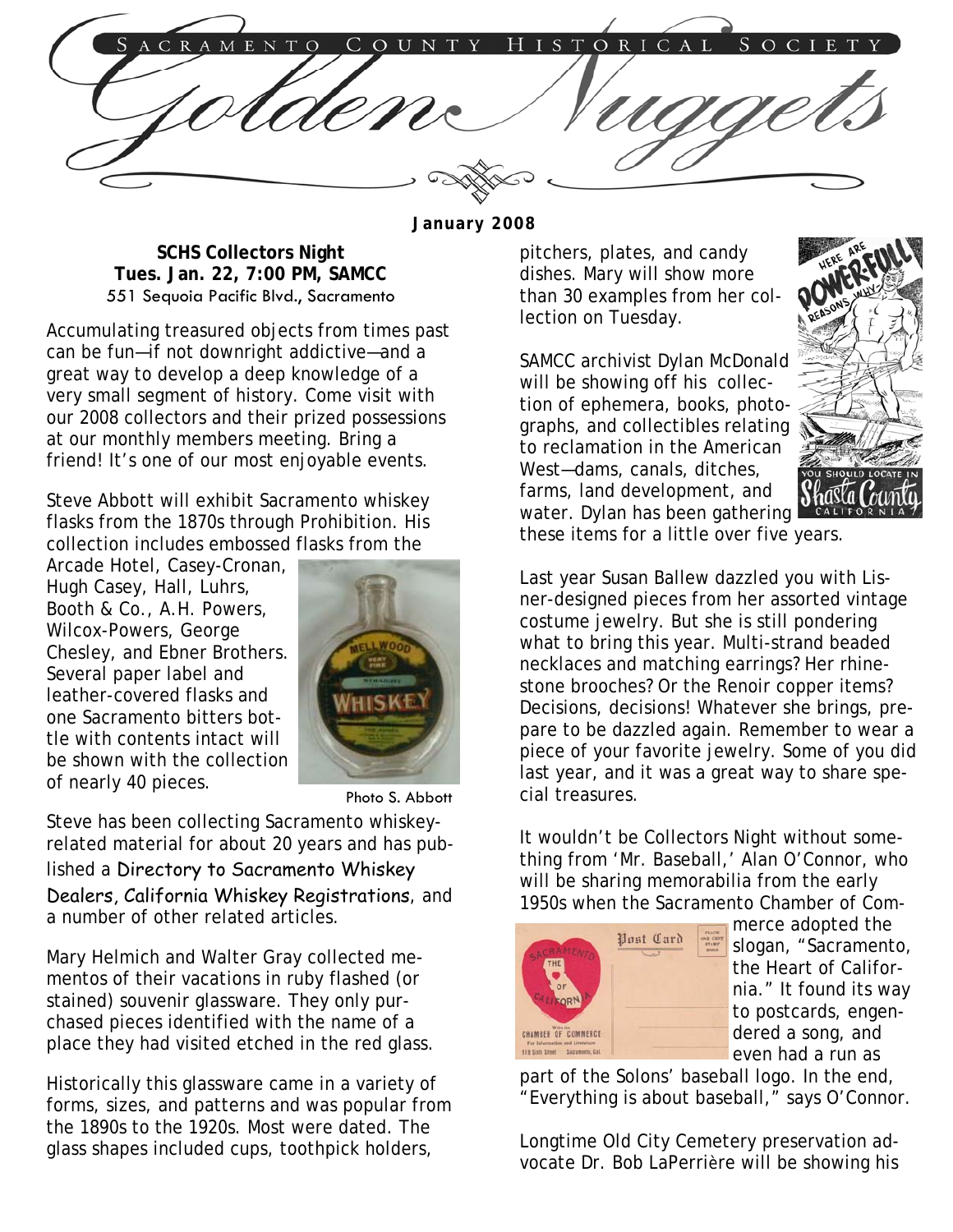# Sacramento County Historical Society

# Golden Nuggets

**January 2008**

**SCHS Collectors Night**
**Tues. Jan. 22, 7:00 PM, SAMCC**
551 Sequoia Pacific Blvd., Sacramento

Accumulating treasured objects from times past can be fun—if not downright addictive—and a great way to develop a deep knowledge of a very small segment of history. Come visit with our 2008 collectors and their prized possessions at our monthly members meeting. Bring a friend! It's one of our most enjoyable events.

Steve Abbott will exhibit Sacramento whiskey flasks from the 1870s through Prohibition. His collection includes embossed flasks from the Arcade Hotel, Casey-Cronan, Hugh Casey, Hall, Luhrs, Booth & Co., A.H. Powers, Wilcox-Powers, George Chesley, and Ebner Brothers. Several paper label and leather-covered flasks and one Sacramento bitters bottle with contents intact will be shown with the collection of nearly 40 pieces.

Photo S. Abbott

Steve has been collecting Sacramento whiskey-related material for about 20 years and has published a *Directory to Sacramento Whiskey Dealers*, *California Whiskey Registrations*, and a number of other related articles.

Mary Helmich and Walter Gray collected mementos of their vacations in ruby flashed (or stained) souvenir glassware. They only purchased pieces identified with the name of a place they had visited etched in the red glass.

Historically this glassware came in a variety of forms, sizes, and patterns and was popular from the 1890s to the 1920s. Most were dated. The glass shapes included cups, toothpick holders, pitchers, plates, and candy dishes. Mary will show more than 30 examples from her collection on Tuesday.

SAMCC archivist Dylan McDonald will be showing off his collection of ephemera, books, photographs, and collectibles relating to reclamation in the American West—dams, canals, ditches, farms, land development, and water. Dylan has been gathering these items for a little over five years.

Last year Susan Ballew dazzled you with Lisner-designed pieces from her assorted vintage costume jewelry. But she is still pondering what to bring this year. Multi-strand beaded necklaces and matching earrings? Her rhinestone brooches? Or the Renoir copper items? Decisions, decisions! Whatever she brings, prepare to be dazzled again. Remember to wear a piece of your favorite jewelry. Some of you did last year, and it was a great way to share special treasures.

It wouldn't be Collectors Night without something from 'Mr. Baseball,' Alan O'Connor, who will be sharing memorabilia from the early 1950s when the Sacramento Chamber of Commerce adopted the slogan, "Sacramento, the Heart of California." It found its way to postcards, engendered a song, and even had a run as part of the Solons' baseball logo. In the end, "Everything is about baseball," says O'Connor.

Longtime Old City Cemetery preservation advocate Dr. Bob LaPerrière will be showing his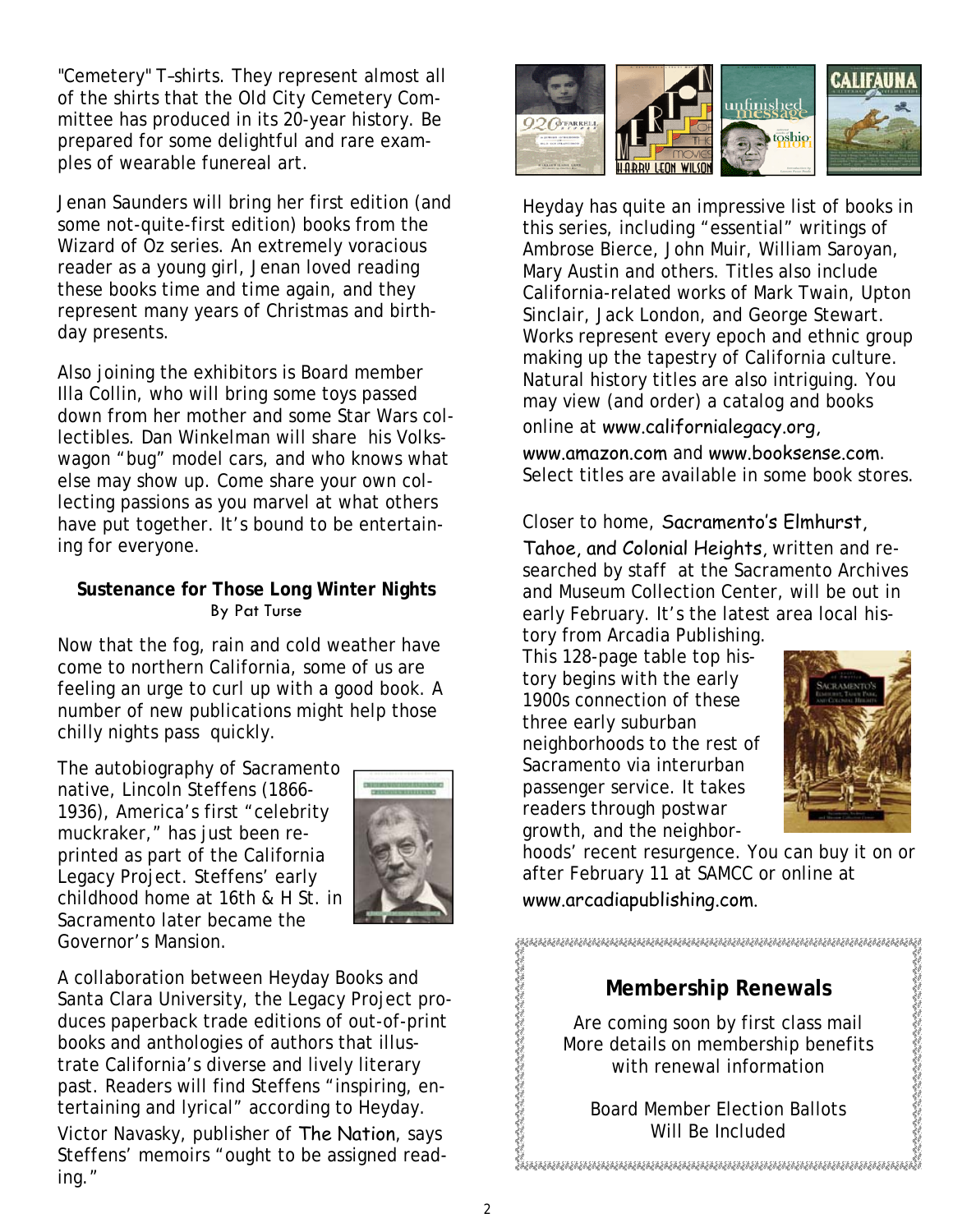"Cemetery" T–shirts. They represent almost all of the shirts that the Old City Cemetery Committee has produced in its 20-year history. Be prepared for some delightful and rare examples of wearable funereal art.

Jenan Saunders will bring her first edition (and some not-quite-first edition) books from the Wizard of Oz series. An extremely voracious reader as a young girl, Jenan loved reading these books time and time again, and they represent many years of Christmas and birthday presents.

Also joining the exhibitors is Board member Illa Collin, who will bring some toys passed down from her mother and some Star Wars collectibles. Dan Winkelman will share his Volkswagon "bug" model cars, and who knows what else may show up. Come share your own collecting passions as you marvel at what others have put together. It's bound to be entertaining for everyone.

### Sustenance for Those Long Winter Nights

By Pat Turse

Now that the fog, rain and cold weather have come to northern California, some of us are feeling an urge to curl up with a good book. A number of new publications might help those chilly nights pass quickly.

The autobiography of Sacramento native, Lincoln Steffens (1866-1936), America's first "celebrity muckraker," has just been reprinted as part of the California Legacy Project. Steffens' early childhood home at 16th & H St. in Sacramento later became the Governor's Mansion.

A collaboration between Heyday Books and Santa Clara University, the Legacy Project produces paperback trade editions of out-of-print books and anthologies of authors that illustrate California's diverse and lively literary past. Readers will find Steffens "inspiring, entertaining and lyrical" according to Heyday. Victor Navasky, publisher of *The Nation*, says Steffens' memoirs "ought to be assigned reading."

Heyday has quite an impressive list of books in this series, including "essential" writings of Ambrose Bierce, John Muir, William Saroyan, Mary Austin and others. Titles also include California-related works of Mark Twain, Upton Sinclair, Jack London, and George Stewart. Works represent every epoch and ethnic group making up the tapestry of California culture. Natural history titles are also intriguing. You may view (and order) a catalog and books online at www.californialegacy.org, www.amazon.com and www.booksense.com. Select titles are available in some book stores.

Closer to home, *Sacramento's Elmhurst, Tahoe, and Colonial Heights*, written and researched by staff at the Sacramento Archives and Museum Collection Center, will be out in early February. It's the latest area local history from Arcadia Publishing. This 128-page table top history begins with the early 1900s connection of these three early suburban neighborhoods to the rest of Sacramento via interurban passenger service. It takes readers through postwar growth, and the neighborhoods' recent resurgence. You can buy it on or after February 11 at SAMCC or online at www.arcadiapublishing.com.

### Membership Renewals

Are coming soon by first class mail
More details on membership benefits with renewal information

Board Member Election Ballots Will Be Included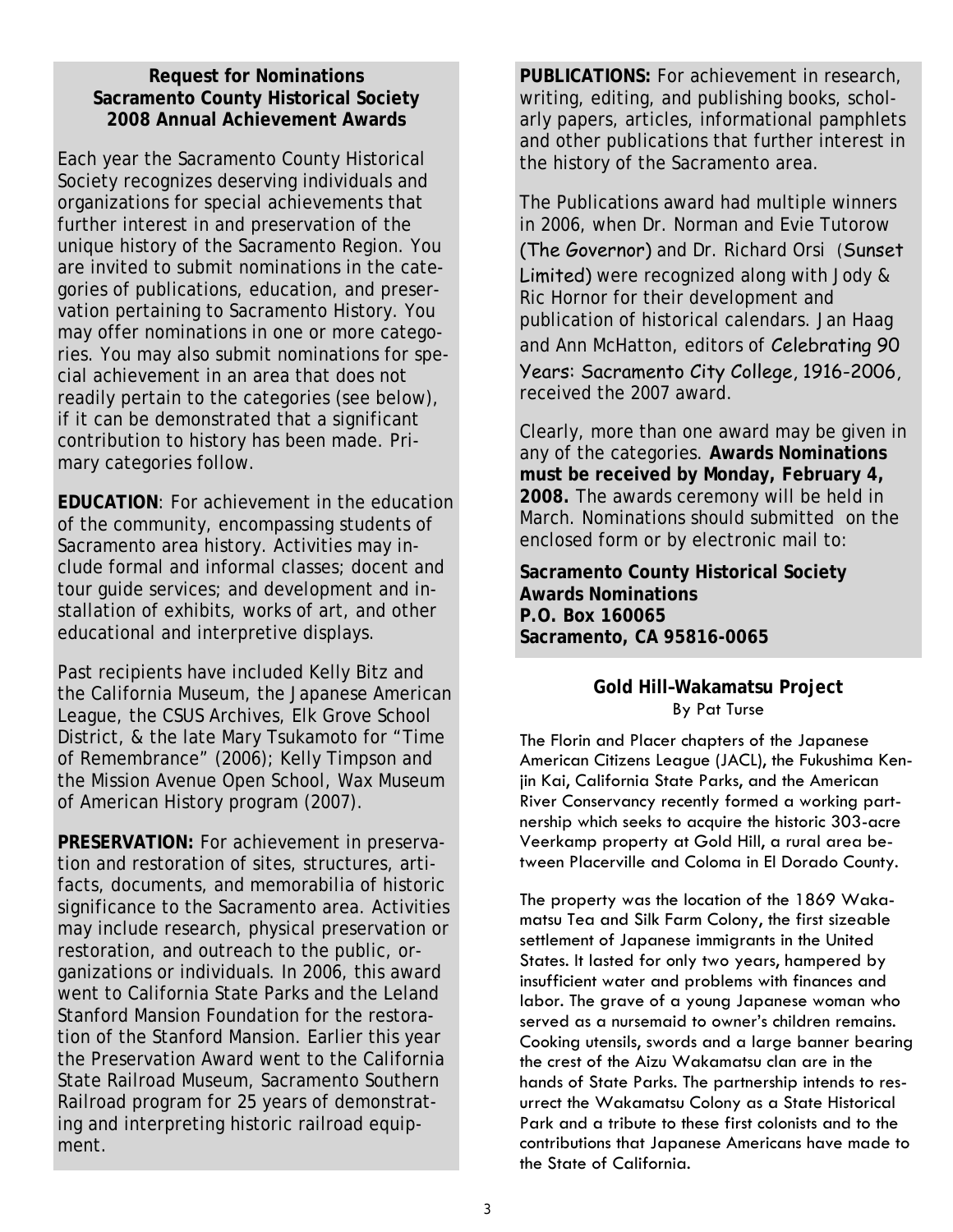**Request for Nominations**
**Sacramento County Historical Society**
**2008 Annual Achievement Awards**

Each year the Sacramento County Historical Society recognizes deserving individuals and organizations for special achievements that further interest in and preservation of the unique history of the Sacramento Region. You are invited to submit nominations in the categories of publications, education, and preservation pertaining to Sacramento History. You may offer nominations in one or more categories. You may also submit nominations for special achievement in an area that does not readily pertain to the categories (see below), if it can be demonstrated that a significant contribution to history has been made. Primary categories follow.

**EDUCATION**: For achievement in the education of the community, encompassing students of Sacramento area history. Activities may include formal and informal classes; docent and tour guide services; and development and installation of exhibits, works of art, and other educational and interpretive displays.

Past recipients have included Kelly Bitz and the California Museum, the Japanese American League, the CSUS Archives, Elk Grove School District, & the late Mary Tsukamoto for "Time of Remembrance" (2006); Kelly Timpson and the Mission Avenue Open School, Wax Museum of American History program (2007).

**PRESERVATION:** For achievement in preservation and restoration of sites, structures, artifacts, documents, and memorabilia of historic significance to the Sacramento area. Activities may include research, physical preservation or restoration, and outreach to the public, organizations or individuals. In 2006, this award went to California State Parks and the Leland Stanford Mansion Foundation for the restoration of the Stanford Mansion. Earlier this year the Preservation Award went to the California State Railroad Museum, Sacramento Southern Railroad program for 25 years of demonstrating and interpreting historic railroad equipment.

**PUBLICATIONS:** For achievement in research, writing, editing, and publishing books, scholarly papers, articles, informational pamphlets and other publications that further interest in the history of the Sacramento area.

The Publications award had multiple winners in 2006, when Dr. Norman and Evie Tutorow (The Governor) and Dr. Richard Orsi (Sunset Limited) were recognized along with Jody & Ric Hornor for their development and publication of historical calendars. Jan Haag and Ann McHatton, editors of Celebrating 90 Years: Sacramento City College, 1916-2006, received the 2007 award.

Clearly, more than one award may be given in any of the categories. **Awards Nominations must be received by Monday, February 4, 2008.** The awards ceremony will be held in March. Nominations should submitted on the enclosed form or by electronic mail to:

**Sacramento County Historical Society**
**Awards Nominations**
**P.O. Box 160065**
**Sacramento, CA 95816-0065**

## Gold Hill–Wakamatsu Project

By Pat Turse

The Florin and Placer chapters of the Japanese American Citizens League (JACL), the Fukushima Kenjin Kai, California State Parks, and the American River Conservancy recently formed a working partnership which seeks to acquire the historic 303-acre Veerkamp property at Gold Hill, a rural area between Placerville and Coloma in El Dorado County.

The property was the location of the 1869 Wakamatsu Tea and Silk Farm Colony, the first sizeable settlement of Japanese immigrants in the United States. It lasted for only two years, hampered by insufficient water and problems with finances and labor. The grave of a young Japanese woman who served as a nursemaid to owner's children remains. Cooking utensils, swords and a large banner bearing the crest of the Aizu Wakamatsu clan are in the hands of State Parks. The partnership intends to resurrect the Wakamatsu Colony as a State Historical Park and a tribute to these first colonists and to the contributions that Japanese Americans have made to the State of California.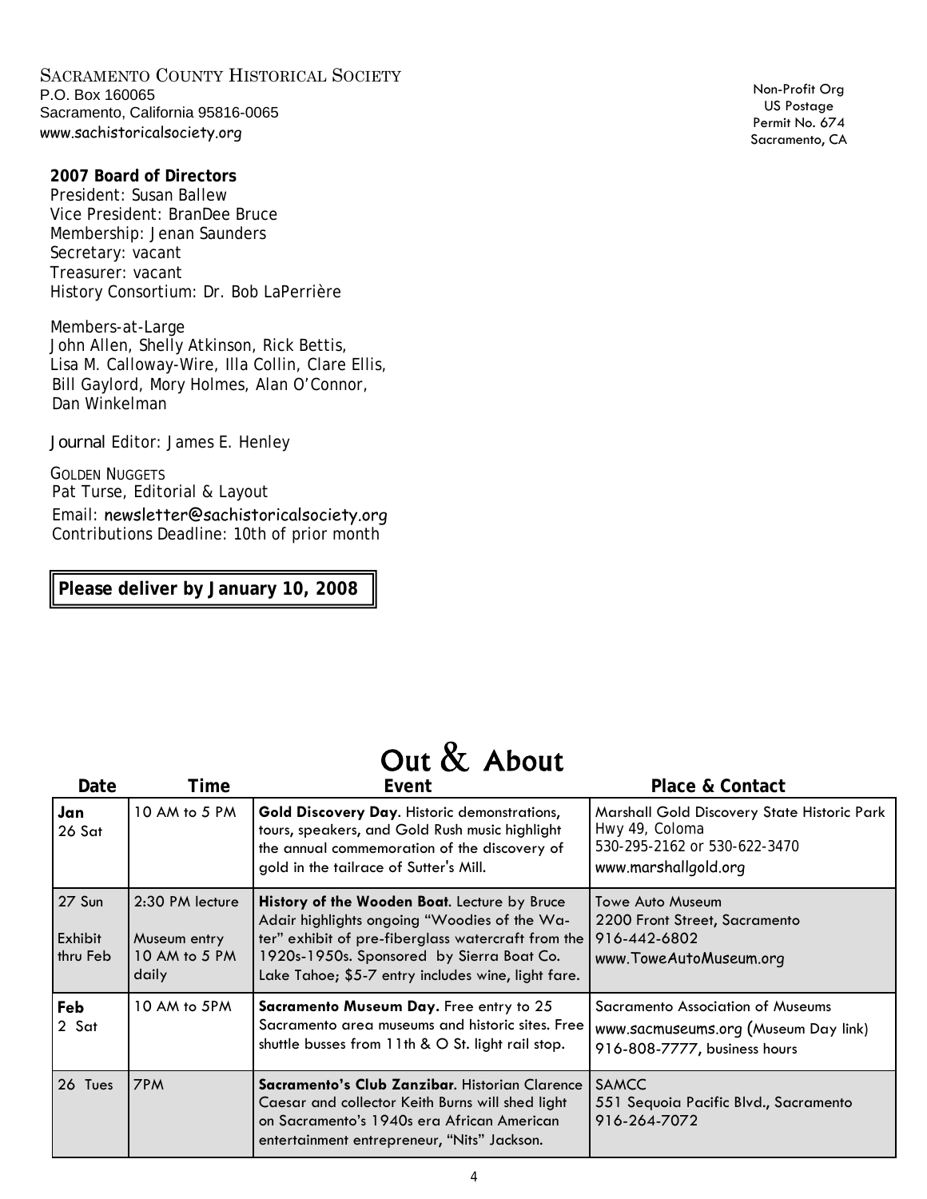Sacramento County Historical Society
P.O. Box 160065
Sacramento, California 95816-0065
www.sachistoricalsociety.org

Non-Profit Org
US Postage
Permit No. 674
Sacramento, CA

**2007 Board of Directors**
President: Susan Ballew
Vice President: BranDee Bruce
Membership: Jenan Saunders
Secretary: vacant
Treasurer: vacant
History Consortium: Dr. Bob LaPerrière

Members-at-Large
John Allen, Shelly Atkinson, Rick Bettis, Lisa M. Calloway-Wire, Illa Collin, Clare Ellis, Bill Gaylord, Mory Holmes, Alan O'Connor, Dan Winkelman

*Journal* Editor: James E. Henley

Golden Nuggets
Pat Turse, Editorial & Layout
Email: newsletter@sachistoricalsociety.org
Contributions Deadline: 10th of prior month

**Please deliver by January 10, 2008**

# Out & About

| Date | Time | Event | Place & Contact |
|---|---|---|---|
| **Jan** 26 Sat | 10 AM to 5 PM | **Gold Discovery Day**. Historic demonstrations, tours, speakers, and Gold Rush music highlight the annual commemoration of the discovery of gold in the tailrace of Sutter's Mill. | Marshall Gold Discovery State Historic Park Hwy 49, Coloma 530-295-2162 or 530-622-3470 www.marshallgold.org |
| 27 Sun<br><br>Exhibit thru Feb | 2:30 PM lecture<br><br>Museum entry 10 AM to 5 PM daily | **History of the Wooden Boat**. Lecture by Bruce Adair highlights ongoing "Woodies of the Water" exhibit of pre-fiberglass watercraft from the 1920s-1950s. Sponsored by Sierra Boat Co. Lake Tahoe; $5-7 entry includes wine, light fare. | Towe Auto Museum 2200 Front Street, Sacramento 916-442-6802 www.ToweAutoMuseum.org |
| **Feb** 2 Sat | 10 AM to 5PM | **Sacramento Museum Day.** Free entry to 25 Sacramento area museums and historic sites. Free shuttle busses from 11th & O St. light rail stop. | Sacramento Association of Museums www.sacmuseums.org (Museum Day link) 916-808-7777, business hours |
| 26 Tues | 7PM | **Sacramento's Club Zanzibar**. Historian Clarence Caesar and collector Keith Burns will shed light on Sacramento's 1940s era African American entertainment entrepreneur, "Nits" Jackson. | SAMCC 551 Sequoia Pacific Blvd., Sacramento 916-264-7072 |